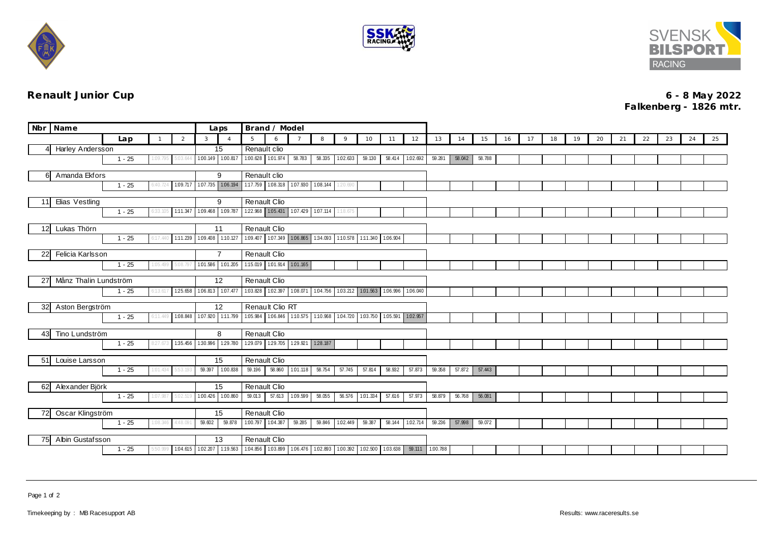## Renault Junior Cup

**6 - 8 May 2022**
**Falkenberg - 1826 mtr.**

| Nbr | Name | | | | Laps | | Brand / Model | | | | | | | | | | | | | | | | | | | |
|---|---|---|---|---|---|---|---|---|---|---|---|---|---|---|---|---|---|---|---|---|---|---|---|---|---|---|
| | | Lap | 1 | 2 | 3 | 4 | 5 | 6 | 7 | 8 | 9 | 10 | 11 | 12 | 13 | 14 | 15 | 16 | 17 | 18 | 19 | 20 | 21 | 22 | 23 | 24 | 25 |
| 4 | Harley Andersson | | | | 15 | | Renault clio | | | | | | | | | | | | | | | | | | | | |
| | | 1 - 25 | 1:09.795 | 5:03.644 | 1:00.149 | 1:00.817 | 1:00.628 | 1:01.974 | 58.783 | 58.335 | 1:02.633 | 59.130 | 58.414 | 1:02.692 | 59.281 | 58.042 | 58.788 | | | | | | | | | | |
| 6 | Amanda Ekfors | | | | 9 | | Renault clio | | | | | | | | | | | | | | | | | | | | |
| | | 1 - 25 | 6:40.724 | 1:09.717 | 1:07.735 | 1:06.194 | 1:17.759 | 1:08.318 | 1:07.930 | 1:08.144 | 1:20.690 | | | | | | | | | | | | | | | | |
| 11 | Elias Vestling | | | | 9 | | Renault Clio | | | | | | | | | | | | | | | | | | | | |
| | | 1 - 25 | 6:33.105 | 1:11.347 | 1:09.468 | 1:09.787 | 1:22.968 | 1:05.431 | 1:07.429 | 1:07.114 | 1:18.675 | | | | | | | | | | | | | | | | |
| 12 | Lukas Thörn | | | | 11 | | Renault Clio | | | | | | | | | | | | | | | | | | | | |
| | | 1 - 25 | 6:17.440 | 1:11.239 | 1:09.408 | 1:10.127 | 1:09.407 | 1:07.349 | 1:06.865 | 1:34.093 | 1:10.578 | 1:11.340 | 1:06.904 | | | | | | | | | | | | | | |
| 22 | Felicia Karlsson | | | | 7 | | Renault Clio | | | | | | | | | | | | | | | | | | | | |
| | | 1 - 25 | 1:05.499 | 5:08.797 | 1:01.586 | 1:01.205 | 1:15.019 | 1:01.914 | 1:01.165 | | | | | | | | | | | | | | | | | | |
| 27 | Månz Thalin Lundström | | | | 12 | | Renault Clio | | | | | | | | | | | | | | | | | | | | |
| | | 1 - 25 | 6:13.617 | 1:25.658 | 1:06.813 | 1:07.477 | 1:03.828 | 1:02.397 | 1:08.071 | 1:04.756 | 1:03.212 | 1:01.563 | 1:06.996 | 1:06.040 | | | | | | | | | | | | | |
| 32 | Aston Bergström | | | | 12 | | Renault Clio RT | | | | | | | | | | | | | | | | | | | | |
| | | 1 - 25 | 6:11.449 | 1:08.848 | 1:07.920 | 1:11.799 | 1:05.984 | 1:06.846 | 1:10.575 | 1:10.968 | 1:04.720 | 1:03.750 | 1:05.591 | 1:02.957 | | | | | | | | | | | | | |
| 43 | Tino Lundström | | | | 8 | | Renault Clio | | | | | | | | | | | | | | | | | | | | |
| | | 1 - 25 | 8:27.673 | 1:35.456 | 1:30.996 | 1:29.780 | 1:29.079 | 1:29.705 | 1:29.921 | 1:28.187 | | | | | | | | | | | | | | | | | |
| 51 | Louise Larsson | | | | 15 | | Renault Clio | | | | | | | | | | | | | | | | | | | | |
| | | 1 - 25 | 1:01.434 | 5:53.193 | 59.397 | 1:00.838 | 59.196 | 58.860 | 1:01.118 | 58.754 | 57.745 | 57.814 | 58.932 | 57.873 | 59.358 | 57.872 | 57.443 | | | | | | | | | | |
| 62 | Alexander Björk | | | | 15 | | Renault Clio | | | | | | | | | | | | | | | | | | | | |
| | | 1 - 25 | 1:07.987 | 5:02.519 | 1:00.426 | 1:00.860 | 59.013 | 57.613 | 1:09.599 | 58.055 | 56.576 | 1:01.334 | 57.616 | 57.973 | 58.879 | 56.768 | 56.081 | | | | | | | | | | |
| 72 | Oscar Klingström | | | | 15 | | Renault Clio | | | | | | | | | | | | | | | | | | | | |
| | | 1 - 25 | 1:08.346 | 4:48.091 | 59.602 | 59.878 | 1:00.797 | 1:04.387 | 59.285 | 59.846 | 1:02.449 | 59.387 | 58.144 | 1:02.714 | 59.236 | 57.998 | 59.072 | | | | | | | | | | |
| 75 | Albin Gustafsson | | | | 13 | | Renault Clio | | | | | | | | | | | | | | | | | | | | |
| | | 1 - 25 | 5:50.999 | 1:04.615 | 1:02.207 | 1:19.563 | 1:04.856 | 1:03.899 | 1:06.476 | 1:02.893 | 1:00.392 | 1:02.500 | 1:03.638 | 59.111 | 1:00.788 | | | | | | | | | | | | |

Timekeeping by : MB Racesupport AB

Results: www.raceresults.se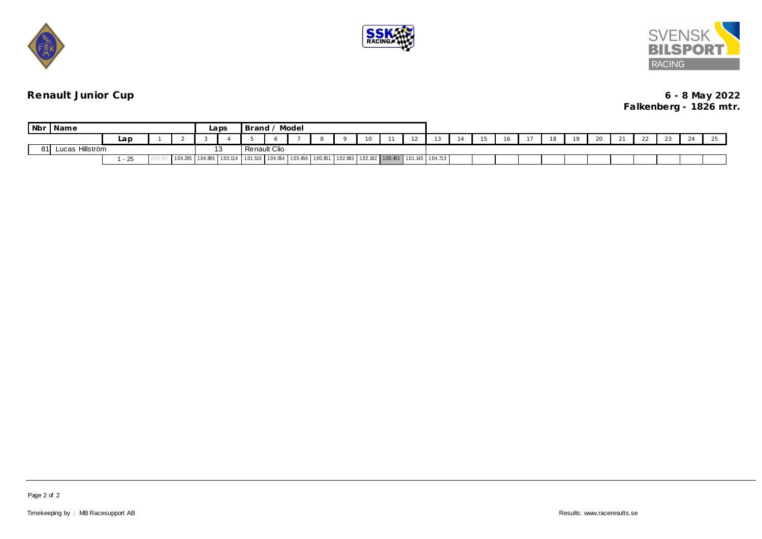## Renault Junior Cup

**6 - 8 May 2022**
**Falkenberg - 1826 mtr.**

| Nbr | Name | Lap | 1 | 2 | 3 | 4 | 5 | 6 | 7 | 8 | 9 | 10 | 11 | 12 | 13 | 14 | 15 | 16 | 17 | 18 | 19 | 20 | 21 | 22 | 23 | 24 | 25 |
|---|---|---|---|---|---|---|---|---|---|---|---|---|---|---|---|---|---|---|---|---|---|---|---|---|---|---|---|
| | | | | | Laps | | Brand / Model | | | | | | | | | | | | | | | | | | | | |
| 81 | Lucas Hillström | | | | 13 | | Renault Clio | | | | | | | | | | | | | | | | | | | | |
| | | 1 - 25 | 6:06.097 | 1:04.295 | 1:04.895 | 1:03.114 | 1:01.516 | 1:04.064 | 1:03.456 | 1:00.851 | 1:02.683 | 1:02.182 | 1:00.401 | 1:01.145 | 1:04.713 | | | | | | | | | | | | |

Timekeeping by : MB Racesupport AB

Results: www.raceresults.se